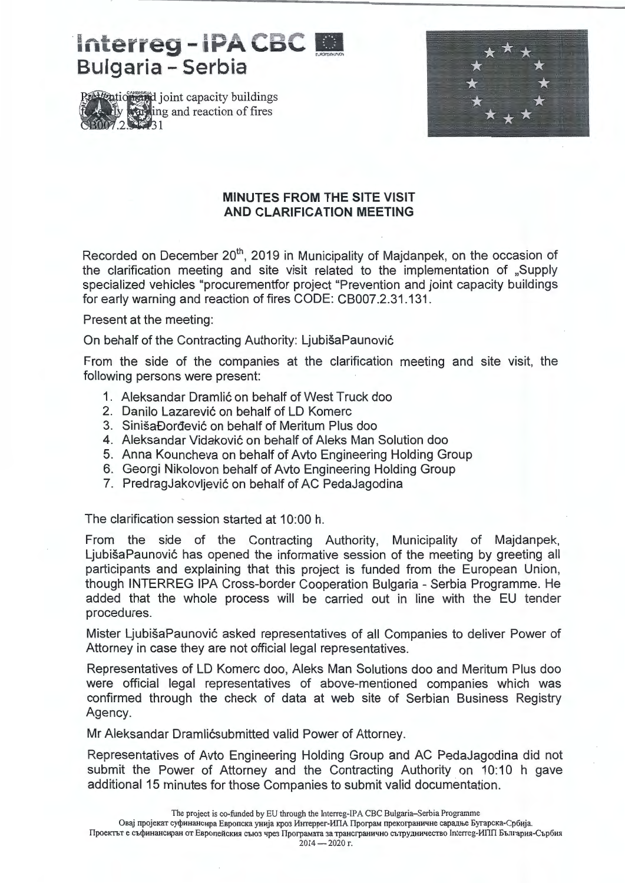Interreg - IPA CBC
Bulgaria - Serbia

Prevention and joint capacity buildings for early warning and reaction of fires
CB007.2.31.131

## MINUTES FROM THE SITE VISIT AND CLARIFICATION MEETING

Recorded on December 20th, 2019 in Municipality of Majdanpek, on the occasion of the clarification meeting and site visit related to the implementation of „Supply specialized vehicles "procurementfor project "Prevention and joint capacity buildings for early warning and reaction of fires CODE: CB007.2.31.131.

Present at the meeting:

On behalf of the Contracting Authority: LjubišaPaunović

From the side of the companies at the clarification meeting and site visit, the following persons were present:

1. Aleksandar Dramlić on behalf of West Truck doo
2. Danilo Lazarević on behalf of LD Komerc
3. SinišaĐorđević on behalf of Meritum Plus doo
4. Aleksandar Vidaković on behalf of Aleks Man Solution doo
5. Anna Kouncheva on behalf of Avto Engineering Holding Group
6. Georgi Nikolovon behalf of Avto Engineering Holding Group
7. PredragJakovljević on behalf of AC PedaJagodina

The clarification session started at 10:00 h.

From the side of the Contracting Authority, Municipality of Majdanpek, LjubišaPaunović has opened the informative session of the meeting by greeting all participants and explaining that this project is funded from the European Union, though INTERREG IPA Cross-border Cooperation Bulgaria - Serbia Programme. He added that the whole process will be carried out in line with the EU tender procedures.

Mister LjubišaPaunović asked representatives of all Companies to deliver Power of Attorney in case they are not official legal representatives.

Representatives of LD Komerc doo, Aleks Man Solutions doo and Meritum Plus doo were official legal representatives of above-mentioned companies which was confirmed through the check of data at web site of Serbian Business Registry Agency.

Mr Aleksandar Dramlićsubmitted valid Power of Attorney.

Representatives of Avto Engineering Holding Group and AC PedaJagodina did not submit the Power of Attorney and the Contracting Authority on 10:10 h gave additional 15 minutes for those Companies to submit valid documentation.

The project is co-funded by EU through the Interreg-IPA CBC Bulgaria–Serbia Programme
Овај пројекат суфинансира Европска унија кроз Интеррег-ИПА Програм прекограничне сарадње Бугарска-Србија.
Проектът е съфинансиран от Европейския съюз чрез Програмата за трансгранично сътрудничество Interreg-ИПП България-Сърбия 2014 — 2020 г.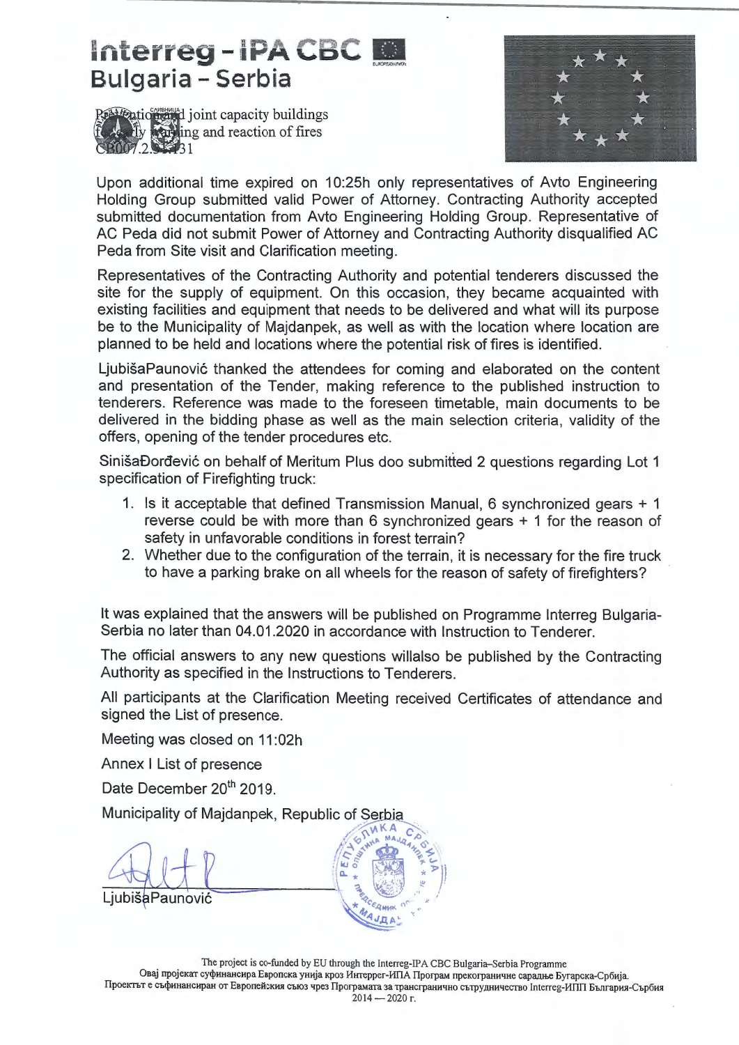Upon additional time expired on 10:25h only representatives of Avto Engineering Holding Group submitted valid Power of Attorney. Contracting Authority accepted submitted documentation from Avto Engineering Holding Group. Representative of AC Peda did not submit Power of Attorney and Contracting Authority disqualified AC Peda from Site visit and Clarification meeting.

Representatives of the Contracting Authority and potential tenderers discussed the site for the supply of equipment. On this occasion, they became acquainted with existing facilities and equipment that needs to be delivered and what will its purpose be to the Municipality of Majdanpek, as well as with the location where location are planned to be held and locations where the potential risk of fires is identified.

LjubišaPaunović thanked the attendees for coming and elaborated on the content and presentation of the Tender, making reference to the published instruction to tenderers. Reference was made to the foreseen timetable, main documents to be delivered in the bidding phase as well as the main selection criteria, validity of the offers, opening of the tender procedures etc.

SinišaĐorđević on behalf of Meritum Plus doo submitted 2 questions regarding Lot 1 specification of Firefighting truck:

1. Is it acceptable that defined Transmission Manual, 6 synchronized gears + 1 reverse could be with more than 6 synchronized gears + 1 for the reason of safety in unfavorable conditions in forest terrain?
2. Whether due to the configuration of the terrain, it is necessary for the fire truck to have a parking brake on all wheels for the reason of safety of firefighters?

It was explained that the answers will be published on Programme Interreg Bulgaria-Serbia no later than 04.01.2020 in accordance with Instruction to Tenderer.

The official answers to any new questions willalso be published by the Contracting Authority as specified in the Instructions to Tenderers.

All participants at the Clarification Meeting received Certificates of attendance and signed the List of presence.

Meeting was closed on 11:02h

Annex I List of presence

Date December 20th 2019.

Municipality of Majdanpek, Republic of Serbia

LjubišaPaunović

The project is co-funded by EU through the Interreg-IPA CBC Bulgaria–Serbia Programme
Овај пројекат суфинансира Европска унија кроз Интеррег-ИПА Програм прекограничне сарадње Бугарска-Србија.
Проектът е съфинансиран от Европейския съюз чрез Програмата за трансгранично сътрудничество Interreg-ИПП България-Сърбия 2014 — 2020 г.